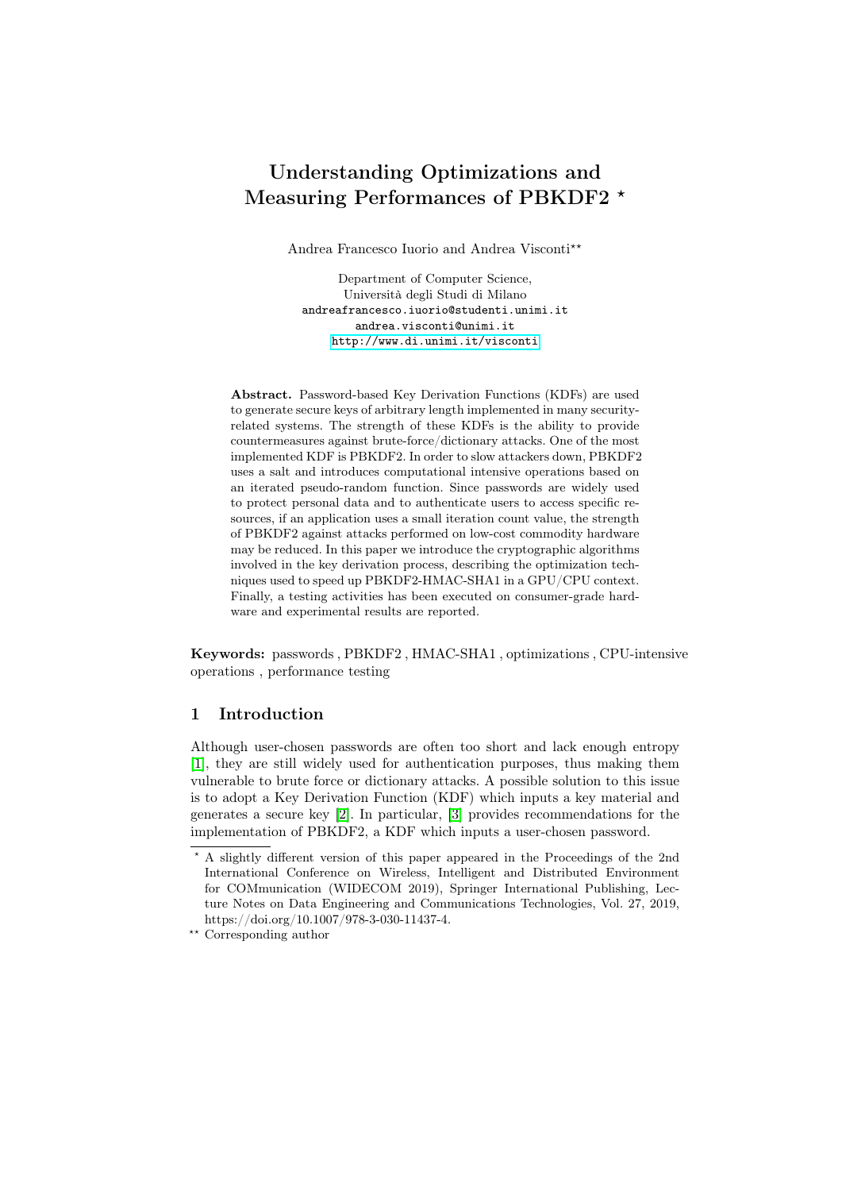# Understanding Optimizations and Measuring Performances of PBKDF2 *

Andrea Francesco Iuorio and Andrea Visconti**

Department of Computer Science,
Università degli Studi di Milano
andreafrancesco.iuorio@studenti.unimi.it
andrea.visconti@unimi.it
http://www.di.unimi.it/visconti

**Abstract.** Password-based Key Derivation Functions (KDFs) are used to generate secure keys of arbitrary length implemented in many security-related systems. The strength of these KDFs is the ability to provide countermeasures against brute-force/dictionary attacks. One of the most implemented KDF is PBKDF2. In order to slow attackers down, PBKDF2 uses a salt and introduces computational intensive operations based on an iterated pseudo-random function. Since passwords are widely used to protect personal data and to authenticate users to access specific resources, if an application uses a small iteration count value, the strength of PBKDF2 against attacks performed on low-cost commodity hardware may be reduced. In this paper we introduce the cryptographic algorithms involved in the key derivation process, describing the optimization techniques used to speed up PBKDF2-HMAC-SHA1 in a GPU/CPU context. Finally, a testing activities has been executed on consumer-grade hardware and experimental results are reported.

**Keywords:** passwords , PBKDF2 , HMAC-SHA1 , optimizations , CPU-intensive operations , performance testing

## 1 Introduction

Although user-chosen passwords are often too short and lack enough entropy [1], they are still widely used for authentication purposes, thus making them vulnerable to brute force or dictionary attacks. A possible solution to this issue is to adopt a Key Derivation Function (KDF) which inputs a key material and generates a secure key [2]. In particular, [3] provides recommendations for the implementation of PBKDF2, a KDF which inputs a user-chosen password.

---

* A slightly different version of this paper appeared in the Proceedings of the 2nd International Conference on Wireless, Intelligent and Distributed Environment for COMmunication (WIDECOM 2019), Springer International Publishing, Lecture Notes on Data Engineering and Communications Technologies, Vol. 27, 2019, https://doi.org/10.1007/978-3-030-11437-4.

** Corresponding author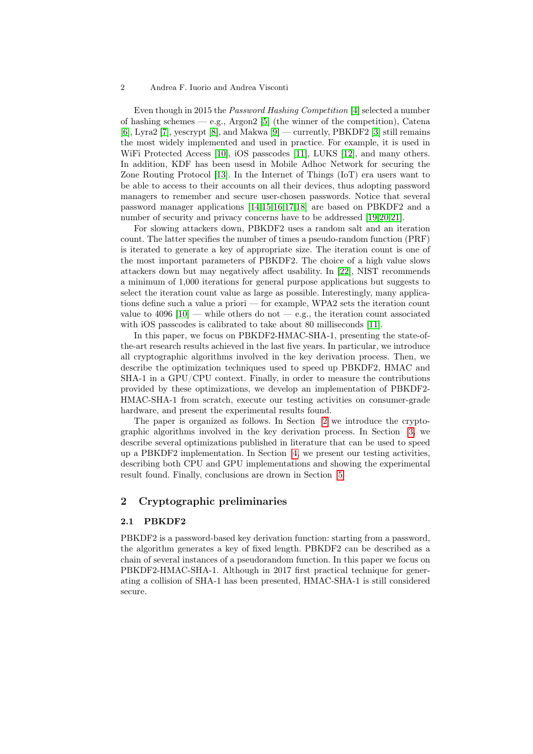Even though in 2015 the *Password Hashing Competition* [4] selected a number of hashing schemes — e.g., Argon2 [5] (the winner of the competition), Catena [6], Lyra2 [7], yescrypt [8], and Makwa [9] — currently, PBKDF2 [3] still remains the most widely implemented and used in practice. For example, it is used in WiFi Protected Access [10], iOS passcodes [11], LUKS [12], and many others. In addition, KDF has been usesd in Mobile Adhoc Network for securing the Zone Routing Protocol [13]. In the Internet of Things (IoT) era users want to be able to access to their accounts on all their devices, thus adopting password managers to remember and secure user-chosen passwords. Notice that several password manager applications [14,15,16,17,18] are based on PBKDF2 and a number of security and privacy concerns have to be addressed [19,20,21].

For slowing attackers down, PBKDF2 uses a random salt and an iteration count. The latter specifies the number of times a pseudo-random function (PRF) is iterated to generate a key of appropriate size. The iteration count is one of the most important parameters of PBKDF2. The choice of a high value slows attackers down but may negatively affect usability. In [22], NIST recommends a minimum of 1,000 iterations for general purpose applications but suggests to select the iteration count value as large as possible. Interestingly, many applications define such a value a priori — for example, WPA2 sets the iteration count value to 4096 [10] — while others do not — e.g., the iteration count associated with iOS passcodes is calibrated to take about 80 milliseconds [11].

In this paper, we focus on PBKDF2-HMAC-SHA-1, presenting the state-of-the-art research results achieved in the last five years. In particular, we introduce all cryptographic algorithms involved in the key derivation process. Then, we describe the optimization techniques used to speed up PBKDF2, HMAC and SHA-1 in a GPU/CPU context. Finally, in order to measure the contributions provided by these optimizations, we develop an implementation of PBKDF2-HMAC-SHA-1 from scratch, execute our testing activities on consumer-grade hardware, and present the experimental results found.

The paper is organized as follows. In Section 2 we introduce the cryptographic algorithms involved in the key derivation process. In Section 3, we describe several optimizations published in literature that can be used to speed up a PBKDF2 implementation. In Section 4, we present our testing activities, describing both CPU and GPU implementations and showing the experimental result found. Finally, conclusions are drawn in Section 5.

## 2 Cryptographic preliminaries

### 2.1 PBKDF2

PBKDF2 is a password-based key derivation function: starting from a password, the algorithm generates a key of fixed length. PBKDF2 can be described as a chain of several instances of a pseudorandom function. In this paper we focus on PBKDF2-HMAC-SHA-1. Although in 2017 first practical technique for generating a collision of SHA-1 has been presented, HMAC-SHA-1 is still considered secure.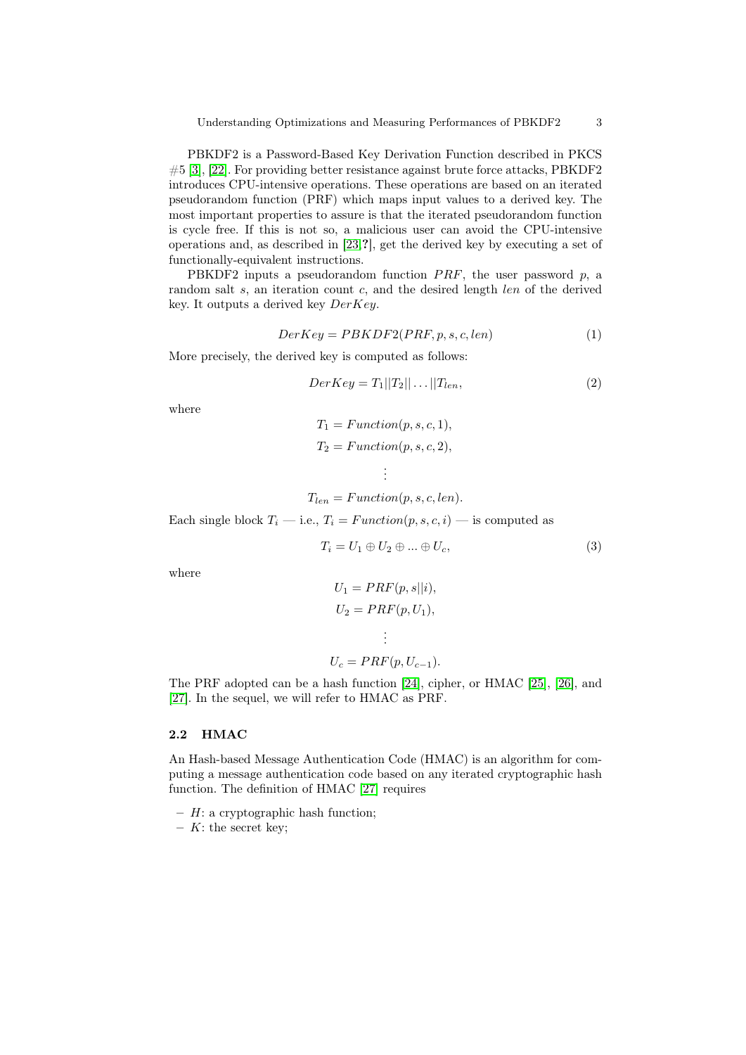PBKDF2 is a Password-Based Key Derivation Function described in PKCS #5 [3], [22]. For providing better resistance against brute force attacks, PBKDF2 introduces CPU-intensive operations. These operations are based on an iterated pseudorandom function (PRF) which maps input values to a derived key. The most important properties to assure is that the iterated pseudorandom function is cycle free. If this is not so, a malicious user can avoid the CPU-intensive operations and, as described in [23]?], get the derived key by executing a set of functionally-equivalent instructions.

PBKDF2 inputs a pseudorandom function $PRF$, the user password $p$, a random salt $s$, an iteration count $c$, and the desired length $len$ of the derived key. It outputs a derived key $DerKey$.

$$DerKey = PBKDF2(PRF, p, s, c, len) \tag{1}$$

More precisely, the derived key is computed as follows:

$$DerKey = T_1||T_2||\ldots||T_{len}, \tag{2}$$

where

$$T_1 = Function(p, s, c, 1),$$
$$T_2 = Function(p, s, c, 2),$$
$$\vdots$$
$$T_{len} = Function(p, s, c, len).$$

Each single block $T_i$ — i.e., $T_i = Function(p, s, c, i)$ — is computed as

$$T_i = U_1 \oplus U_2 \oplus \ldots \oplus U_c, \tag{3}$$

where

$$U_1 = PRF(p, s||i),$$
$$U_2 = PRF(p, U_1),$$
$$\vdots$$
$$U_c = PRF(p, U_{c-1}).$$

The PRF adopted can be a hash function [24], cipher, or HMAC [25], [26], and [27]. In the sequel, we will refer to HMAC as PRF.

### 2.2 HMAC

An Hash-based Message Authentication Code (HMAC) is an algorithm for computing a message authentication code based on any iterated cryptographic hash function. The definition of HMAC [27] requires

- $H$: a cryptographic hash function;
- $K$: the secret key;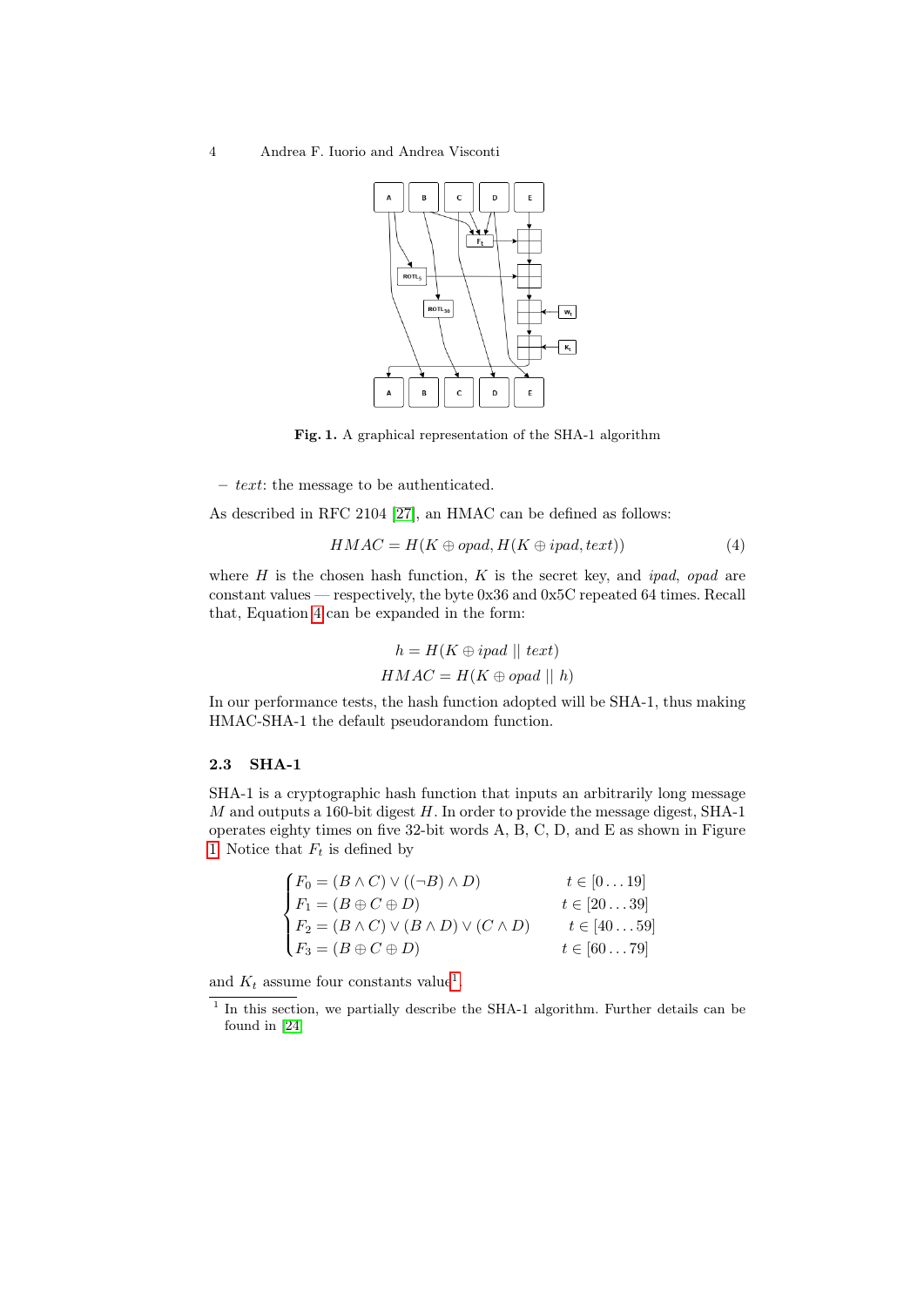**Fig. 1.** A graphical representation of the SHA-1 algorithm

– *text*: the message to be authenticated.

As described in RFC 2104 [27], an HMAC can be defined as follows:

$$HMAC = H(K \oplus opad, H(K \oplus ipad, text)) \tag{4}$$

where $H$ is the chosen hash function, $K$ is the secret key, and *ipad*, *opad* are constant values — respectively, the byte 0x36 and 0x5C repeated 64 times. Recall that, Equation 4 can be expanded in the form:

$$h = H(K \oplus ipad \mid\mid text)$$
$$HMAC = H(K \oplus opad \mid\mid h)$$

In our performance tests, the hash function adopted will be SHA-1, thus making HMAC-SHA-1 the default pseudorandom function.

### 2.3 SHA-1

SHA-1 is a cryptographic hash function that inputs an arbitrarily long message $M$ and outputs a 160-bit digest $H$. In order to provide the message digest, SHA-1 operates eighty times on five 32-bit words A, B, C, D, and E as shown in Figure 1. Notice that $F_t$ is defined by

$$\begin{cases} F_0 = (B \wedge C) \vee ((\neg B) \wedge D) & t \in [0 \ldots 19] \\ F_1 = (B \oplus C \oplus D) & t \in [20 \ldots 39] \\ F_2 = (B \wedge C) \vee (B \wedge D) \vee (C \wedge D) & t \in [40 \ldots 59] \\ F_3 = (B \oplus C \oplus D) & t \in [60 \ldots 79] \end{cases}$$

and $K_t$ assume four constants value[1].

[1] In this section, we partially describe the SHA-1 algorithm. Further details can be found in [24].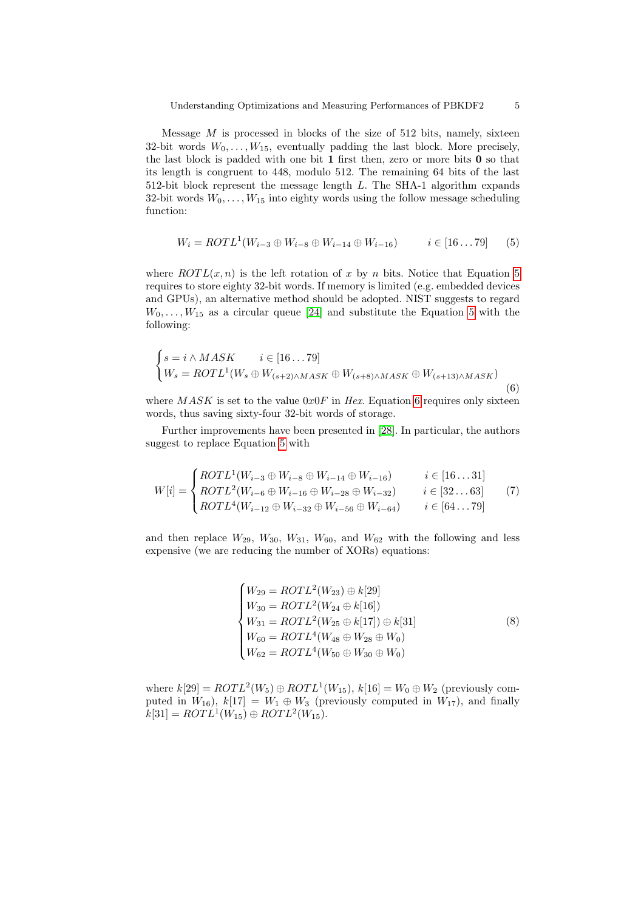Message $M$ is processed in blocks of the size of 512 bits, namely, sixteen 32-bit words $W_0, \ldots, W_{15}$, eventually padding the last block. More precisely, the last block is padded with one bit **1** first then, zero or more bits **0** so that its length is congruent to 448, modulo 512. The remaining 64 bits of the last 512-bit block represent the message length $L$. The SHA-1 algorithm expands 32-bit words $W_0, \ldots, W_{15}$ into eighty words using the follow message scheduling function:

$$W_i = ROTL^1(W_{i-3} \oplus W_{i-8} \oplus W_{i-14} \oplus W_{i-16}) \qquad i \in [16 \ldots 79] \qquad (5)$$

where $ROTL(x, n)$ is the left rotation of $x$ by $n$ bits. Notice that Equation 5 requires to store eighty 32-bit words. If memory is limited (e.g. embedded devices and GPUs), an alternative method should be adopted. NIST suggests to regard $W_0, \ldots, W_{15}$ as a circular queue [24] and substitute the Equation 5 with the following:

$$\begin{cases} s = i \wedge MASK \qquad i \in [16 \ldots 79] \\ W_s = ROTL^1(W_s \oplus W_{(s+2) \wedge MASK} \oplus W_{(s+8) \wedge MASK} \oplus W_{(s+13) \wedge MASK}) \end{cases} \qquad (6)$$

where $MASK$ is set to the value $0x0F$ in *Hex*. Equation 6 requires only sixteen words, thus saving sixty-four 32-bit words of storage.

Further improvements have been presented in [28]. In particular, the authors suggest to replace Equation 5 with

$$W[i] = \begin{cases} ROTL^1(W_{i-3} \oplus W_{i-8} \oplus W_{i-14} \oplus W_{i-16}) & i \in [16 \ldots 31] \\ ROTL^2(W_{i-6} \oplus W_{i-16} \oplus W_{i-28} \oplus W_{i-32}) & i \in [32 \ldots 63] \\ ROTL^4(W_{i-12} \oplus W_{i-32} \oplus W_{i-56} \oplus W_{i-64}) & i \in [64 \ldots 79] \end{cases} \qquad (7)$$

and then replace $W_{29}$, $W_{30}$, $W_{31}$, $W_{60}$, and $W_{62}$ with the following and less expensive (we are reducing the number of XORs) equations:

$$\begin{cases} W_{29} = ROTL^2(W_{23}) \oplus k[29] \\ W_{30} = ROTL^2(W_{24} \oplus k[16]) \\ W_{31} = ROTL^2(W_{25} \oplus k[17]) \oplus k[31] \\ W_{60} = ROTL^4(W_{48} \oplus W_{28} \oplus W_0) \\ W_{62} = ROTL^4(W_{50} \oplus W_{30} \oplus W_0) \end{cases} \qquad (8)$$

where $k[29] = ROTL^2(W_5) \oplus ROTL^1(W_{15})$, $k[16] = W_0 \oplus W_2$ (previously computed in $W_{16}$), $k[17] = W_1 \oplus W_3$ (previously computed in $W_{17}$), and finally $k[31] = ROTL^1(W_{15}) \oplus ROTL^2(W_{15})$.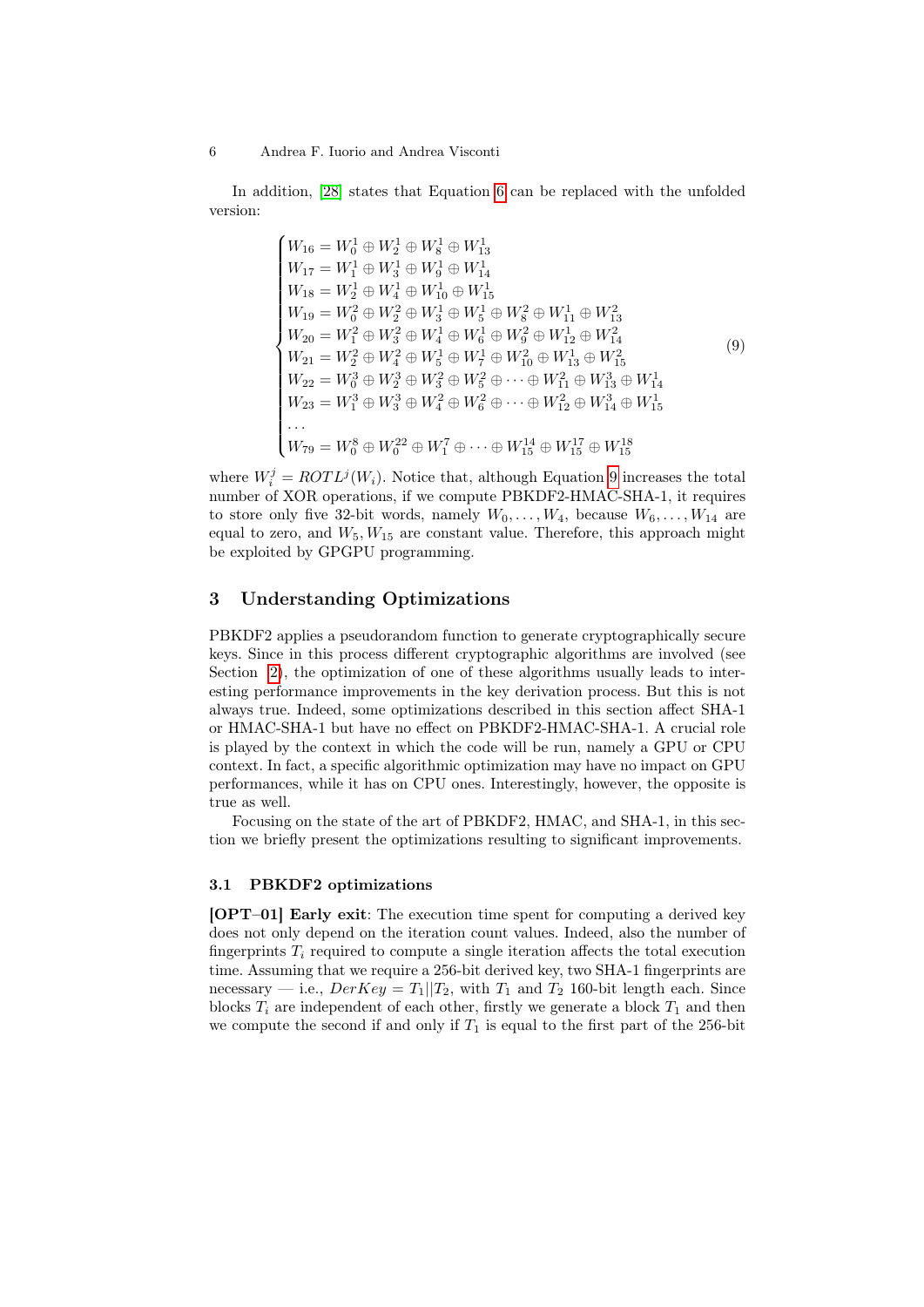In addition, [28] states that Equation 6 can be replaced with the unfolded version:

$$
\begin{cases}
W_{16} = W_0^1 \oplus W_2^1 \oplus W_8^1 \oplus W_{13}^1 \\
W_{17} = W_1^1 \oplus W_3^1 \oplus W_9^1 \oplus W_{14}^1 \\
W_{18} = W_2^1 \oplus W_4^1 \oplus W_{10}^1 \oplus W_{15}^1 \\
W_{19} = W_0^2 \oplus W_2^2 \oplus W_3^1 \oplus W_5^1 \oplus W_8^2 \oplus W_{11}^1 \oplus W_{13}^2 \\
W_{20} = W_1^2 \oplus W_3^2 \oplus W_4^1 \oplus W_6^1 \oplus W_9^2 \oplus W_{12}^1 \oplus W_{14}^2 \\
W_{21} = W_2^2 \oplus W_4^2 \oplus W_5^1 \oplus W_7^1 \oplus W_{10}^2 \oplus W_{13}^1 \oplus W_{15}^2 \\
W_{22} = W_0^3 \oplus W_2^3 \oplus W_3^2 \oplus W_5^2 \oplus \cdots \oplus W_{11}^2 \oplus W_{13}^3 \oplus W_{14}^1 \\
W_{23} = W_1^3 \oplus W_3^3 \oplus W_4^2 \oplus W_6^2 \oplus \cdots \oplus W_{12}^2 \oplus W_{14}^3 \oplus W_{15}^1 \\
\ldots \\
W_{79} = W_0^8 \oplus W_0^{22} \oplus W_1^7 \oplus \cdots \oplus W_{15}^{14} \oplus W_{15}^{17} \oplus W_{15}^{18}
\end{cases}
\tag{9}
$$

where $W_i^j = ROTL^j(W_i)$. Notice that, although Equation 9 increases the total number of XOR operations, if we compute PBKDF2-HMAC-SHA-1, it requires to store only five 32-bit words, namely $W_0, \ldots, W_4$, because $W_6, \ldots, W_{14}$ are equal to zero, and $W_5, W_{15}$ are constant value. Therefore, this approach might be exploited by GPGPU programming.

## 3 Understanding Optimizations

PBKDF2 applies a pseudorandom function to generate cryptographically secure keys. Since in this process different cryptographic algorithms are involved (see Section 2), the optimization of one of these algorithms usually leads to interesting performance improvements in the key derivation process. But this is not always true. Indeed, some optimizations described in this section affect SHA-1 or HMAC-SHA-1 but have no effect on PBKDF2-HMAC-SHA-1. A crucial role is played by the context in which the code will be run, namely a GPU or CPU context. In fact, a specific algorithmic optimization may have no impact on GPU performances, while it has on CPU ones. Interestingly, however, the opposite is true as well.

Focusing on the state of the art of PBKDF2, HMAC, and SHA-1, in this section we briefly present the optimizations resulting to significant improvements.

### 3.1 PBKDF2 optimizations

**[OPT–01] Early exit**: The execution time spent for computing a derived key does not only depend on the iteration count values. Indeed, also the number of fingerprints $T_i$ required to compute a single iteration affects the total execution time. Assuming that we require a 256-bit derived key, two SHA-1 fingerprints are necessary — i.e., $DerKey = T_1||T_2$, with $T_1$ and $T_2$ 160-bit length each. Since blocks $T_i$ are independent of each other, firstly we generate a block $T_1$ and then we compute the second if and only if $T_1$ is equal to the first part of the 256-bit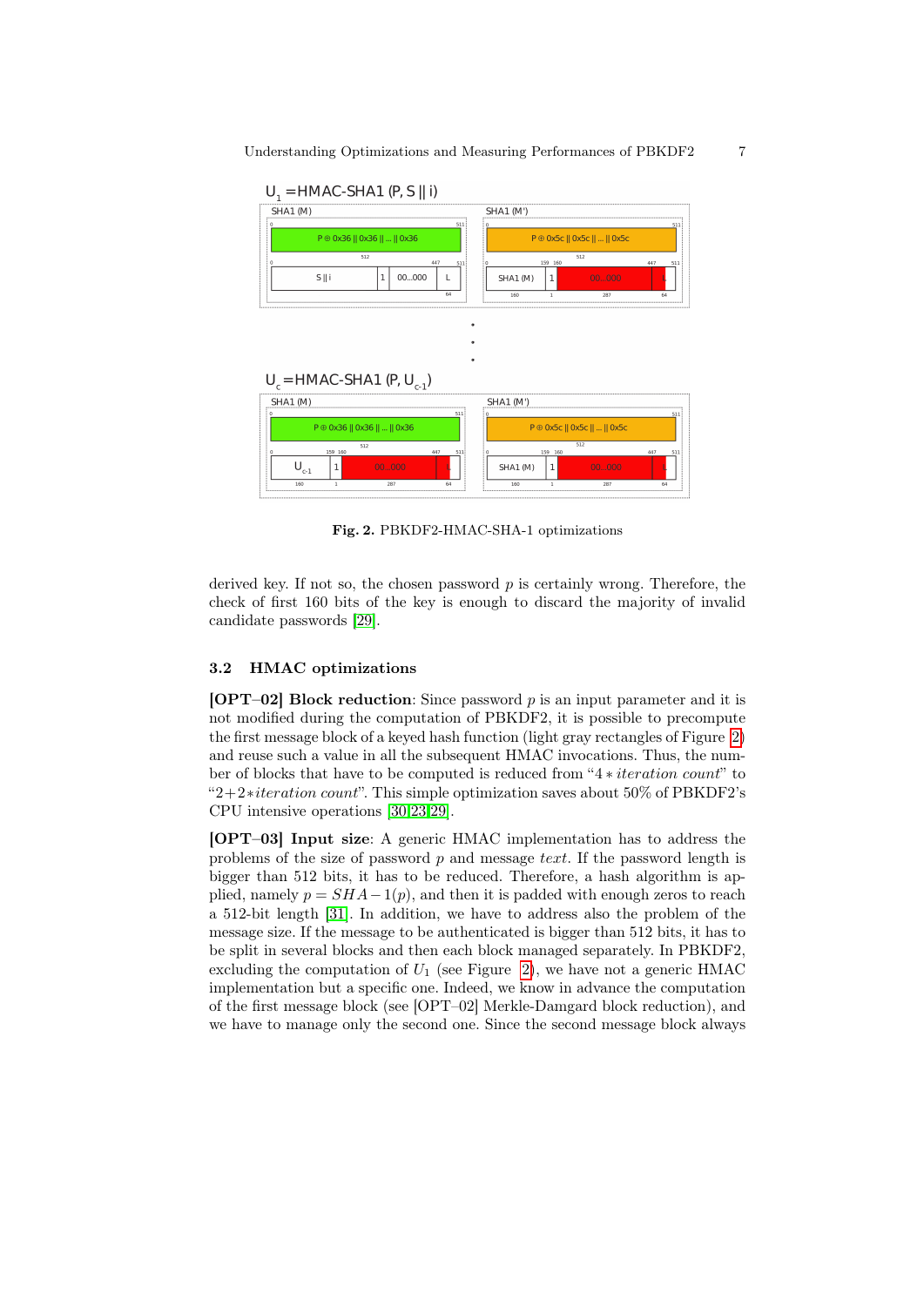Fig. 2. PBKDF2-HMAC-SHA-1 optimizations

derived key. If not so, the chosen password $p$ is certainly wrong. Therefore, the check of first 160 bits of the key is enough to discard the majority of invalid candidate passwords [29].

### 3.2 HMAC optimizations

**[OPT–02] Block reduction**: Since password $p$ is an input parameter and it is not modified during the computation of PBKDF2, it is possible to precompute the first message block of a keyed hash function (light gray rectangles of Figure 2) and reuse such a value in all the subsequent HMAC invocations. Thus, the number of blocks that have to be computed is reduced from "$4 * \textit{iteration count}$" to "$2 + 2 * \textit{iteration count}$". This simple optimization saves about 50% of PBKDF2's CPU intensive operations [30,23,29].

**[OPT–03] Input size**: A generic HMAC implementation has to address the problems of the size of password $p$ and message $text$. If the password length is bigger than 512 bits, it has to be reduced. Therefore, a hash algorithm is applied, namely $p = SHA-1(p)$, and then it is padded with enough zeros to reach a 512-bit length [31]. In addition, we have to address also the problem of the message size. If the message to be authenticated is bigger than 512 bits, it has to be split in several blocks and then each block managed separately. In PBKDF2, excluding the computation of $U_1$ (see Figure 2), we have not a generic HMAC implementation but a specific one. Indeed, we know in advance the computation of the first message block (see [OPT–02] Merkle-Damgard block reduction), and we have to manage only the second one. Since the second message block always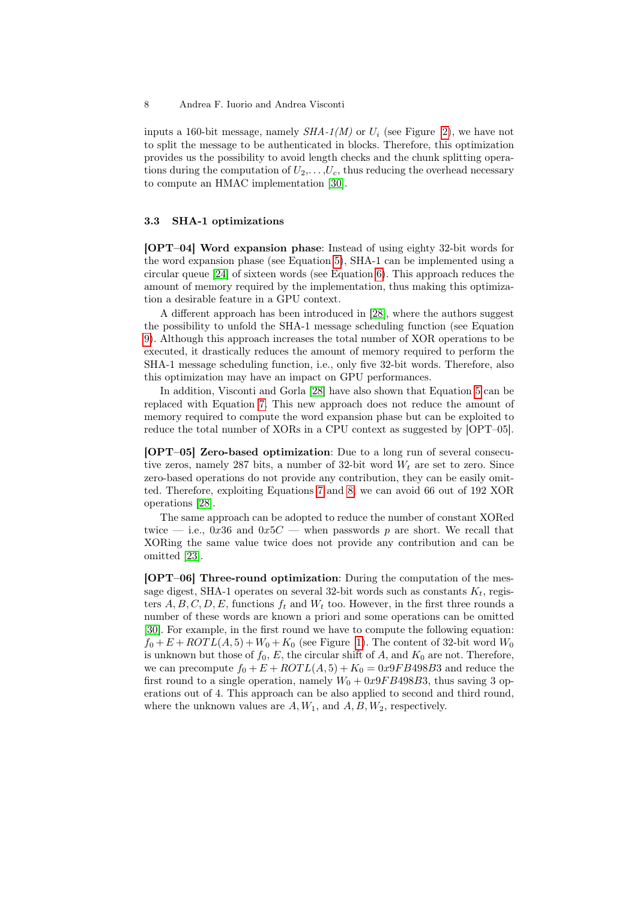inputs a 160-bit message, namely *SHA-1(M)* or $U_i$ (see Figure [2]), we have not to split the message to be authenticated in blocks. Therefore, this optimization provides us the possibility to avoid length checks and the chunk splitting operations during the computation of $U_2,\ldots,U_c$, thus reducing the overhead necessary to compute an HMAC implementation [30].

### 3.3 SHA-1 optimizations

**[OPT–04] Word expansion phase**: Instead of using eighty 32-bit words for the word expansion phase (see Equation 5), SHA-1 can be implemented using a circular queue [24] of sixteen words (see Equation 6). This approach reduces the amount of memory required by the implementation, thus making this optimization a desirable feature in a GPU context.

A different approach has been introduced in [28], where the authors suggest the possibility to unfold the SHA-1 message scheduling function (see Equation 9). Although this approach increases the total number of XOR operations to be executed, it drastically reduces the amount of memory required to perform the SHA-1 message scheduling function, i.e., only five 32-bit words. Therefore, also this optimization may have an impact on GPU performances.

In addition, Visconti and Gorla [28] have also shown that Equation 5 can be replaced with Equation 7. This new approach does not reduce the amount of memory required to compute the word expansion phase but can be exploited to reduce the total number of XORs in a CPU context as suggested by [OPT–05].

**[OPT–05] Zero-based optimization**: Due to a long run of several consecutive zeros, namely 287 bits, a number of 32-bit word $W_t$ are set to zero. Since zero-based operations do not provide any contribution, they can be easily omitted. Therefore, exploiting Equations 7 and 8, we can avoid 66 out of 192 XOR operations [28].

The same approach can be adopted to reduce the number of constant XORed twice — i.e., $0x36$ and $0x5C$ — when passwords $p$ are short. We recall that XORing the same value twice does not provide any contribution and can be omitted [23].

**[OPT–06] Three-round optimization**: During the computation of the message digest, SHA-1 operates on several 32-bit words such as constants $K_t$, registers $A, B, C, D, E$, functions $f_t$ and $W_t$ too. However, in the first three rounds a number of these words are known a priori and some operations can be omitted [30]. For example, in the first round we have to compute the following equation: $f_0 + E + ROTL(A, 5) + W_0 + K_0$ (see Figure [1]). The content of 32-bit word $W_0$ is unknown but those of $f_0$, $E$, the circular shift of $A$, and $K_0$ are not. Therefore, we can precompute $f_0 + E + ROTL(A, 5) + K_0 = 0x9FB498B3$ and reduce the first round to a single operation, namely $W_0 + 0x9FB498B3$, thus saving 3 operations out of 4. This approach can be also applied to second and third round, where the unknown values are $A, W_1$, and $A, B, W_2$, respectively.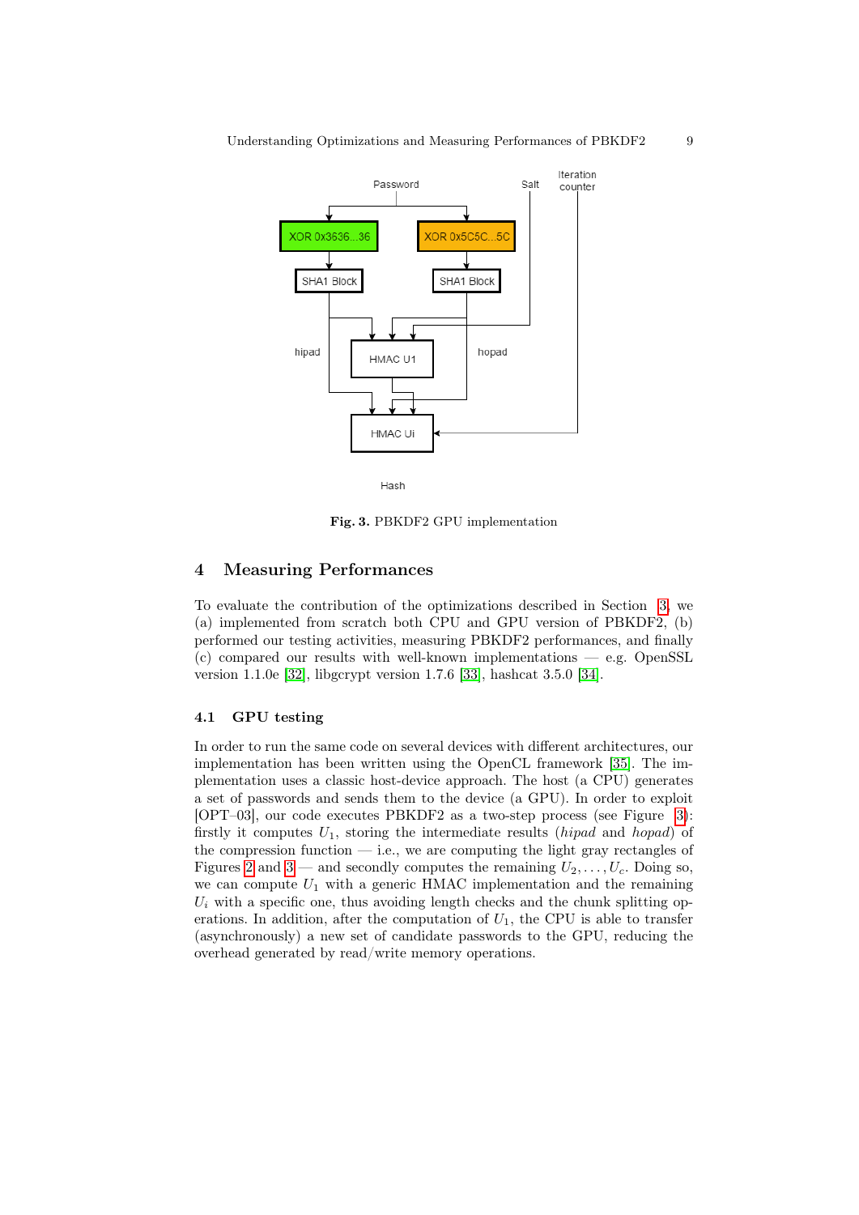Fig. 3. PBKDF2 GPU implementation

## 4 Measuring Performances

To evaluate the contribution of the optimizations described in Section 3, we (a) implemented from scratch both CPU and GPU version of PBKDF2, (b) performed our testing activities, measuring PBKDF2 performances, and finally (c) compared our results with well-known implementations — e.g. OpenSSL version 1.1.0e [32], libgcrypt version 1.7.6 [33], hashcat 3.5.0 [34].

### 4.1 GPU testing

In order to run the same code on several devices with different architectures, our implementation has been written using the OpenCL framework [35]. The implementation uses a classic host-device approach. The host (a CPU) generates a set of passwords and sends them to the device (a GPU). In order to exploit [OPT–03], our code executes PBKDF2 as a two-step process (see Figure 3): firstly it computes $U_1$, storing the intermediate results (*hipad* and *hopad*) of the compression function — i.e., we are computing the light gray rectangles of Figures 2 and 3 — and secondly computes the remaining $U_2, \ldots, U_c$. Doing so, we can compute $U_1$ with a generic HMAC implementation and the remaining $U_i$ with a specific one, thus avoiding length checks and the chunk splitting operations. In addition, after the computation of $U_1$, the CPU is able to transfer (asynchronously) a new set of candidate passwords to the GPU, reducing the overhead generated by read/write memory operations.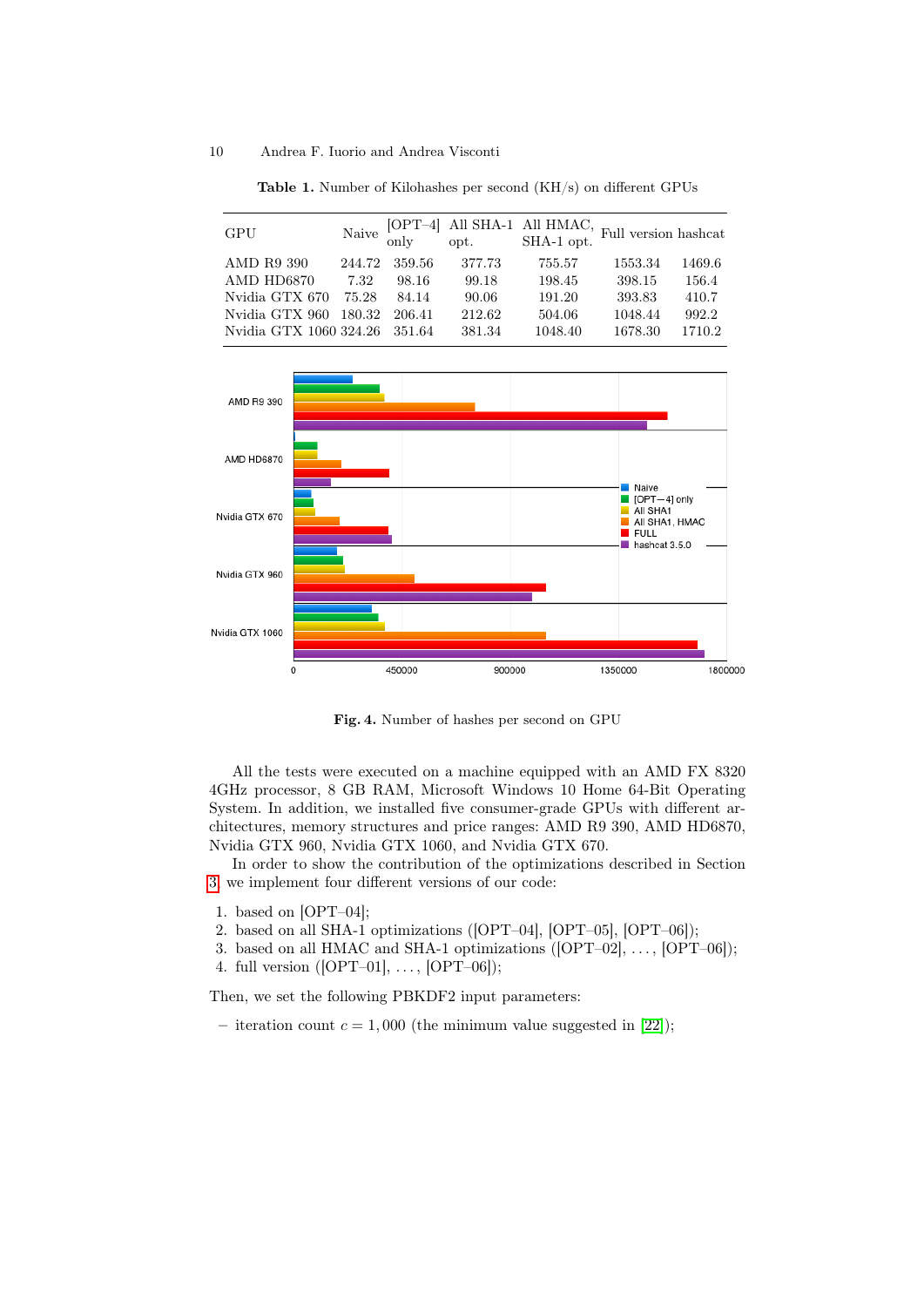**Table 1.** Number of Kilohashes per second (KH/s) on different GPUs

| GPU | Naive | [OPT–4] only | All SHA-1 opt. | All HMAC, SHA-1 opt. | Full version | hashcat |
|---|---|---|---|---|---|---|
| AMD R9 390 | 244.72 | 359.56 | 377.73 | 755.57 | 1553.34 | 1469.6 |
| AMD HD6870 | 7.32 | 98.16 | 99.18 | 198.45 | 398.15 | 156.4 |
| Nvidia GTX 670 | 75.28 | 84.14 | 90.06 | 191.20 | 393.83 | 410.7 |
| Nvidia GTX 960 | 180.32 | 206.41 | 212.62 | 504.06 | 1048.44 | 992.2 |
| Nvidia GTX 1060 | 324.26 | 351.64 | 381.34 | 1048.40 | 1678.30 | 1710.2 |

**Fig. 4.** Number of hashes per second on GPU

All the tests were executed on a machine equipped with an AMD FX 8320 4GHz processor, 8 GB RAM, Microsoft Windows 10 Home 64-Bit Operating System. In addition, we installed five consumer-grade GPUs with different architectures, memory structures and price ranges: AMD R9 390, AMD HD6870, Nvidia GTX 960, Nvidia GTX 1060, and Nvidia GTX 670.

In order to show the contribution of the optimizations described in Section 3, we implement four different versions of our code:

1. based on [OPT–04];
2. based on all SHA-1 optimizations ([OPT–04], [OPT–05], [OPT–06]);
3. based on all HMAC and SHA-1 optimizations ([OPT–02], ..., [OPT–06]);
4. full version ([OPT–01], ..., [OPT–06]);

Then, we set the following PBKDF2 input parameters:

– iteration count $c = 1,000$ (the minimum value suggested in [22]);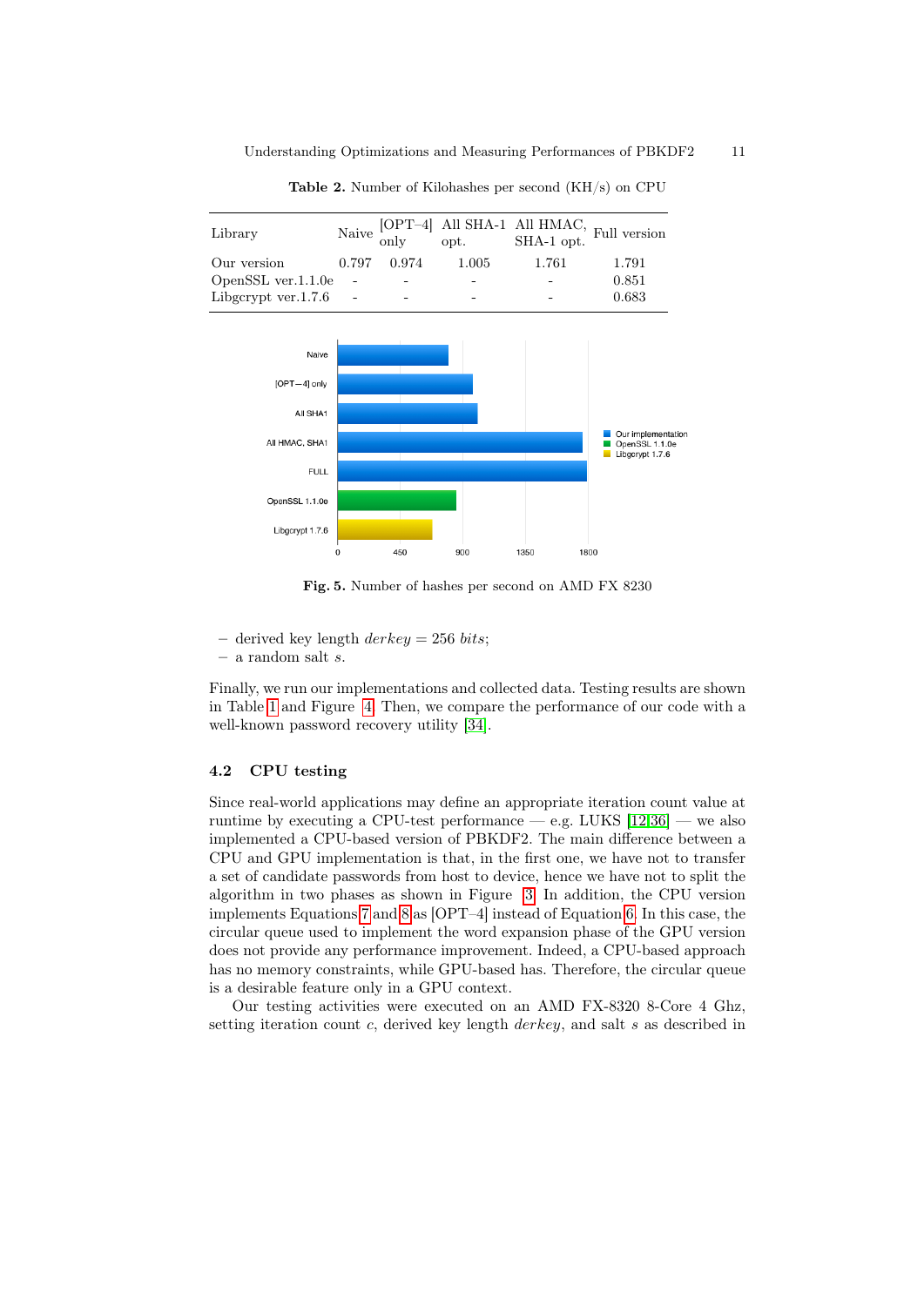**Table 2.** Number of Kilohashes per second (KH/s) on CPU

| Library | Naive | [OPT–4] only | All SHA-1 opt. | All HMAC, SHA-1 opt. | Full version |
|---|---|---|---|---|---|
| Our version | 0.797 | 0.974 | 1.005 | 1.761 | 1.791 |
| OpenSSL ver.1.1.0e | - | - | - | - | 0.851 |
| Libgcrypt ver.1.7.6 | - | - | - | - | 0.683 |

**Fig. 5.** Number of hashes per second on AMD FX 8230

- derived key length $derkey = 256\ bits$;
- a random salt $s$.

Finally, we run our implementations and collected data. Testing results are shown in Table 1 and Figure 4. Then, we compare the performance of our code with a well-known password recovery utility [34].

### 4.2 CPU testing

Since real-world applications may define an appropriate iteration count value at runtime by executing a CPU-test performance — e.g. LUKS [12,36] — we also implemented a CPU-based version of PBKDF2. The main difference between a CPU and GPU implementation is that, in the first one, we have not to transfer a set of candidate passwords from host to device, hence we have not to split the algorithm in two phases as shown in Figure 3. In addition, the CPU version implements Equations 7 and 8 as [OPT–4] instead of Equation 6. In this case, the circular queue used to implement the word expansion phase of the GPU version does not provide any performance improvement. Indeed, a CPU-based approach has no memory constraints, while GPU-based has. Therefore, the circular queue is a desirable feature only in a GPU context.

Our testing activities were executed on an AMD FX-8320 8-Core 4 Ghz, setting iteration count $c$, derived key length $derkey$, and salt $s$ as described in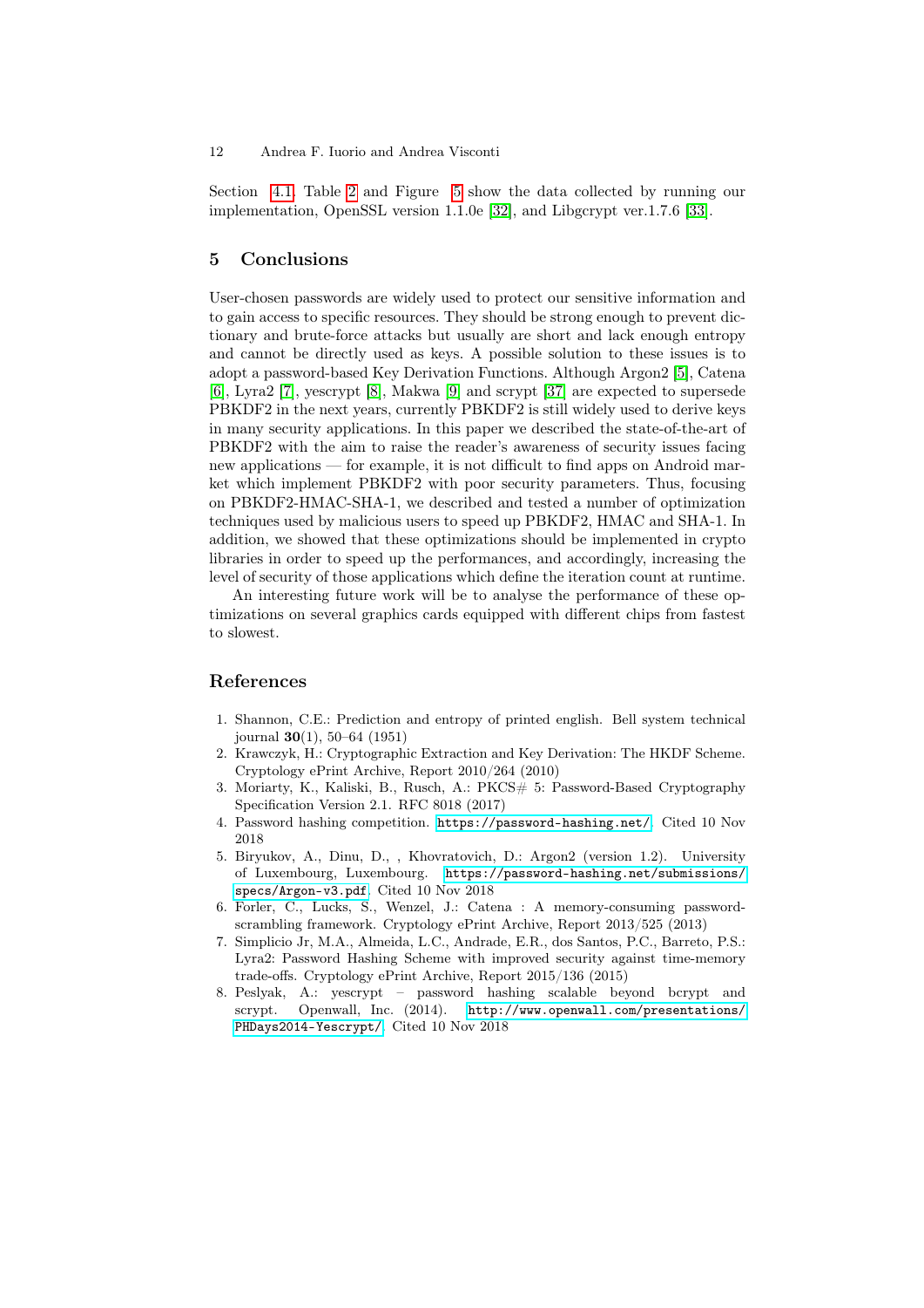Section 4.1. Table 2 and Figure 5 show the data collected by running our implementation, OpenSSL version 1.1.0e [32], and Libgcrypt ver.1.7.6 [33].

## 5 Conclusions

User-chosen passwords are widely used to protect our sensitive information and to gain access to specific resources. They should be strong enough to prevent dictionary and brute-force attacks but usually are short and lack enough entropy and cannot be directly used as keys. A possible solution to these issues is to adopt a password-based Key Derivation Functions. Although Argon2 [5], Catena [6], Lyra2 [7], yescrypt [8], Makwa [9] and scrypt [37] are expected to supersede PBKDF2 in the next years, currently PBKDF2 is still widely used to derive keys in many security applications. In this paper we described the state-of-the-art of PBKDF2 with the aim to raise the reader's awareness of security issues facing new applications — for example, it is not difficult to find apps on Android market which implement PBKDF2 with poor security parameters. Thus, focusing on PBKDF2-HMAC-SHA-1, we described and tested a number of optimization techniques used by malicious users to speed up PBKDF2, HMAC and SHA-1. In addition, we showed that these optimizations should be implemented in crypto libraries in order to speed up the performances, and accordingly, increasing the level of security of those applications which define the iteration count at runtime.

An interesting future work will be to analyse the performance of these optimizations on several graphics cards equipped with different chips from fastest to slowest.

## References

1. Shannon, C.E.: Prediction and entropy of printed english. Bell system technical journal **30**(1), 50–64 (1951)
2. Krawczyk, H.: Cryptographic Extraction and Key Derivation: The HKDF Scheme. Cryptology ePrint Archive, Report 2010/264 (2010)
3. Moriarty, K., Kaliski, B., Rusch, A.: PKCS# 5: Password-Based Cryptography Specification Version 2.1. RFC 8018 (2017)
4. Password hashing competition. `https://password-hashing.net/`. Cited 10 Nov 2018
5. Biryukov, A., Dinu, D., , Khovratovich, D.: Argon2 (version 1.2). University of Luxembourg, Luxembourg. `https://password-hashing.net/submissions/specs/Argon-v3.pdf`. Cited 10 Nov 2018
6. Forler, C., Lucks, S., Wenzel, J.: Catena : A memory-consuming password-scrambling framework. Cryptology ePrint Archive, Report 2013/525 (2013)
7. Simplicio Jr, M.A., Almeida, L.C., Andrade, E.R., dos Santos, P.C., Barreto, P.S.: Lyra2: Password Hashing Scheme with improved security against time-memory trade-offs. Cryptology ePrint Archive, Report 2015/136 (2015)
8. Peslyak, A.: yescrypt – password hashing scalable beyond bcrypt and scrypt. Openwall, Inc. (2014). `http://www.openwall.com/presentations/PHDays2014-Yescrypt/`. Cited 10 Nov 2018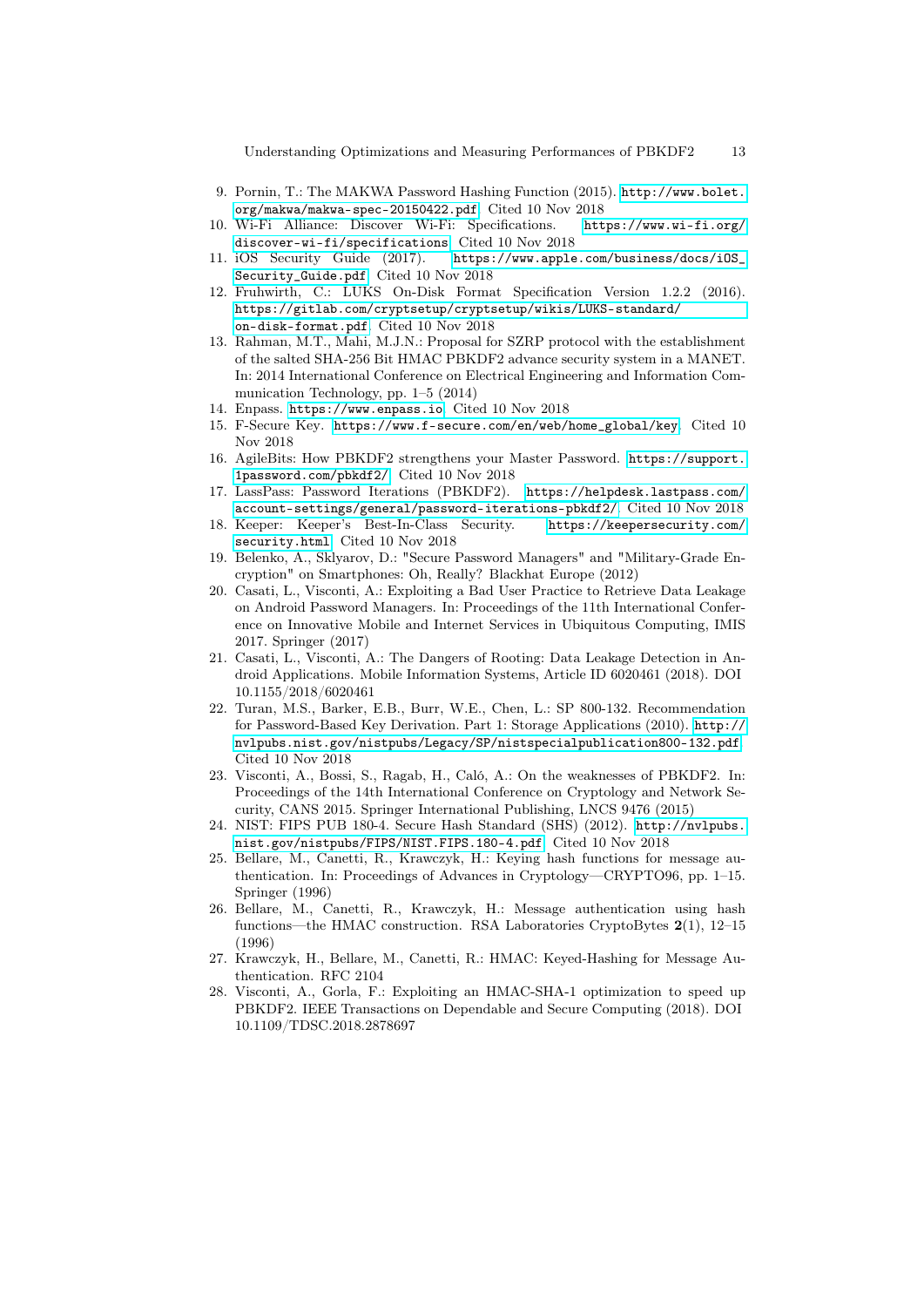9. Pornin, T.: The MAKWA Password Hashing Function (2015). http://www.bolet.org/makwa/makwa-spec-20150422.pdf. Cited 10 Nov 2018
10. Wi-Fi Alliance: Discover Wi-Fi: Specifications. https://www.wi-fi.org/discover-wi-fi/specifications. Cited 10 Nov 2018
11. iOS Security Guide (2017). https://www.apple.com/business/docs/iOS_Security_Guide.pdf. Cited 10 Nov 2018
12. Fruhwirth, C.: LUKS On-Disk Format Specification Version 1.2.2 (2016). https://gitlab.com/cryptsetup/cryptsetup/wikis/LUKS-standard/on-disk-format.pdf. Cited 10 Nov 2018
13. Rahman, M.T., Mahi, M.J.N.: Proposal for SZRP protocol with the establishment of the salted SHA-256 Bit HMAC PBKDF2 advance security system in a MANET. In: 2014 International Conference on Electrical Engineering and Information Communication Technology, pp. 1–5 (2014)
14. Enpass. https://www.enpass.io. Cited 10 Nov 2018
15. F-Secure Key. https://www.f-secure.com/en/web/home_global/key. Cited 10 Nov 2018
16. AgileBits: How PBKDF2 strengthens your Master Password. https://support.1password.com/pbkdf2/. Cited 10 Nov 2018
17. LassPass: Password Iterations (PBKDF2). https://helpdesk.lastpass.com/account-settings/general/password-iterations-pbkdf2/. Cited 10 Nov 2018
18. Keeper: Keeper's Best-In-Class Security. https://keepersecurity.com/security.html. Cited 10 Nov 2018
19. Belenko, A., Sklyarov, D.: "Secure Password Managers" and "Military-Grade Encryption" on Smartphones: Oh, Really? Blackhat Europe (2012)
20. Casati, L., Visconti, A.: Exploiting a Bad User Practice to Retrieve Data Leakage on Android Password Managers. In: Proceedings of the 11th International Conference on Innovative Mobile and Internet Services in Ubiquitous Computing, IMIS 2017. Springer (2017)
21. Casati, L., Visconti, A.: The Dangers of Rooting: Data Leakage Detection in Android Applications. Mobile Information Systems, Article ID 6020461 (2018). DOI 10.1155/2018/6020461
22. Turan, M.S., Barker, E.B., Burr, W.E., Chen, L.: SP 800-132. Recommendation for Password-Based Key Derivation. Part 1: Storage Applications (2010). http://nvlpubs.nist.gov/nistpubs/Legacy/SP/nistspecialpublication800-132.pdf. Cited 10 Nov 2018
23. Visconti, A., Bossi, S., Ragab, H., Caló, A.: On the weaknesses of PBKDF2. In: Proceedings of the 14th International Conference on Cryptology and Network Security, CANS 2015. Springer International Publishing, LNCS 9476 (2015)
24. NIST: FIPS PUB 180-4. Secure Hash Standard (SHS) (2012). http://nvlpubs.nist.gov/nistpubs/FIPS/NIST.FIPS.180-4.pdf. Cited 10 Nov 2018
25. Bellare, M., Canetti, R., Krawczyk, H.: Keying hash functions for message authentication. In: Proceedings of Advances in Cryptology—CRYPTO96, pp. 1–15. Springer (1996)
26. Bellare, M., Canetti, R., Krawczyk, H.: Message authentication using hash functions—the HMAC construction. RSA Laboratories CryptoBytes **2**(1), 12–15 (1996)
27. Krawczyk, H., Bellare, M., Canetti, R.: HMAC: Keyed-Hashing for Message Authentication. RFC 2104
28. Visconti, A., Gorla, F.: Exploiting an HMAC-SHA-1 optimization to speed up PBKDF2. IEEE Transactions on Dependable and Secure Computing (2018). DOI 10.1109/TDSC.2018.2878697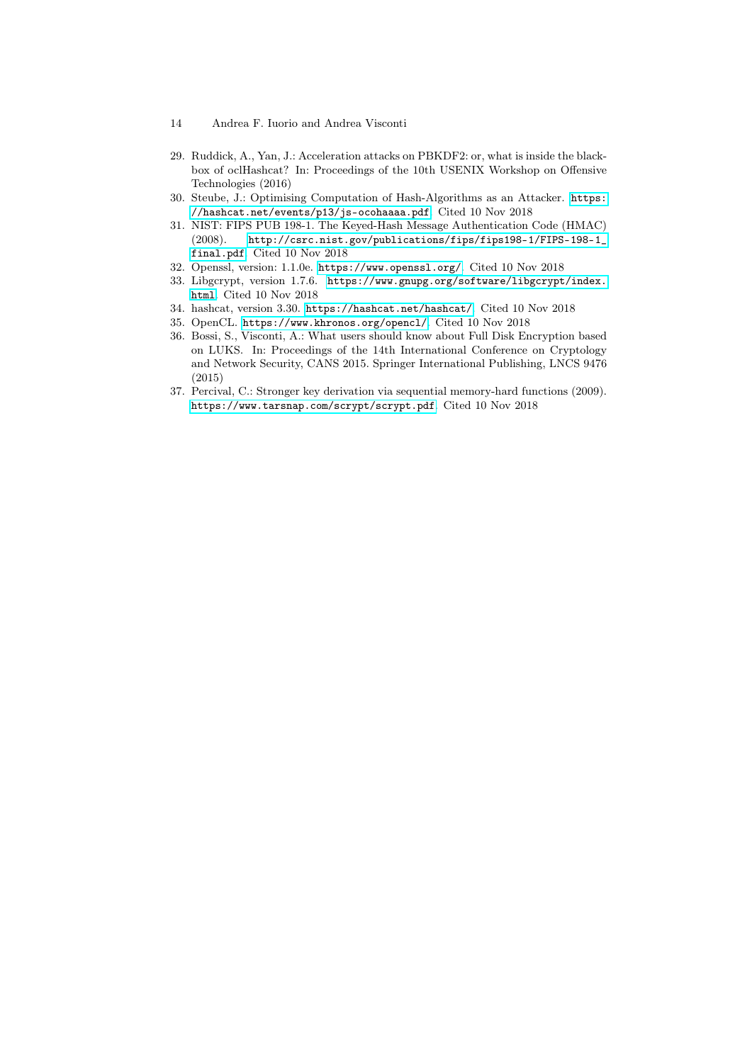29. Ruddick, A., Yan, J.: Acceleration attacks on PBKDF2: or, what is inside the black-box of oclHashcat? In: Proceedings of the 10th USENIX Workshop on Offensive Technologies (2016)
30. Steube, J.: Optimising Computation of Hash-Algorithms as an Attacker. https://hashcat.net/events/p13/js-ocohaaaa.pdf. Cited 10 Nov 2018
31. NIST: FIPS PUB 198-1. The Keyed-Hash Message Authentication Code (HMAC) (2008). http://csrc.nist.gov/publications/fips/fips198-1/FIPS-198-1_final.pdf. Cited 10 Nov 2018
32. Openssl, version: 1.1.0e. https://www.openssl.org/. Cited 10 Nov 2018
33. Libgcrypt, version 1.7.6. https://www.gnupg.org/software/libgcrypt/index.html. Cited 10 Nov 2018
34. hashcat, version 3.30. https://hashcat.net/hashcat/. Cited 10 Nov 2018
35. OpenCL. https://www.khronos.org/opencl/. Cited 10 Nov 2018
36. Bossi, S., Visconti, A.: What users should know about Full Disk Encryption based on LUKS. In: Proceedings of the 14th International Conference on Cryptology and Network Security, CANS 2015. Springer International Publishing, LNCS 9476 (2015)
37. Percival, C.: Stronger key derivation via sequential memory-hard functions (2009). https://www.tarsnap.com/scrypt/scrypt.pdf. Cited 10 Nov 2018